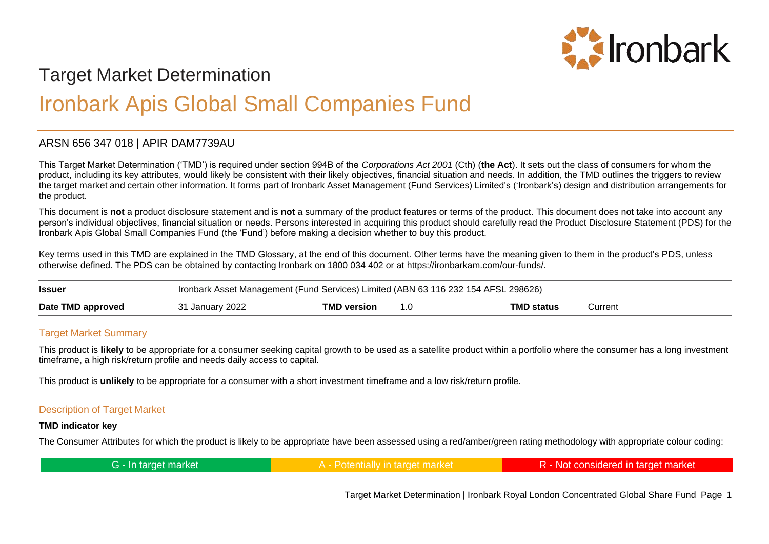# Target Market Determination

## Ironbark Apis Global Small Companies Fund

### ARSN 656 347 018 | APIR DAM7739AU

This Target Market Determination ('TMD') is required under section 994B of the *Corporations Act 2001* (Cth) (**the Act**). It sets out the class of consumers for whom the product, including its key attributes, would likely be consistent with their likely objectives, financial situation and needs. In addition, the TMD outlines the triggers to review the target market and certain other information. It forms part of Ironbark Asset Management (Fund Services) Limited's ('Ironbark's) design and distribution arrangements for the product.

This document is **not** a product disclosure statement and is **not** a summary of the product features or terms of the product. This document does not take into account any person's individual objectives, financial situation or needs. Persons interested in acquiring this product should carefully read the Product Disclosure Statement (PDS) for the Ironbark Apis Global Small Companies Fund (the 'Fund') before making a decision whether to buy this product.

Key terms used in this TMD are explained in the TMD Glossary, at the end of this document. Other terms have the meaning given to them in the product's PDS, unless otherwise defined. The PDS can be obtained by contacting Ironbark on 1800 034 402 or at https://ironbarkam.com/our-funds/.

| **Issuer** | Ironbark Asset Management (Fund Services) Limited (ABN 63 116 232 154 AFSL 298626) | | | | |
|---|---|---|---|---|---|
| **Date TMD approved** | 31 January 2022 | **TMD version** | 1.0 | **TMD status** | Current |

## Target Market Summary

This product is **likely** to be appropriate for a consumer seeking capital growth to be used as a satellite product within a portfolio where the consumer has a long investment timeframe, a high risk/return profile and needs daily access to capital.

This product is **unlikely** to be appropriate for a consumer with a short investment timeframe and a low risk/return profile.

## Description of Target Market

**TMD indicator key**

The Consumer Attributes for which the product is likely to be appropriate have been assessed using a red/amber/green rating methodology with appropriate colour coding:

| G - In target market | A - Potentially in target market | R - Not considered in target market |
|---|---|---|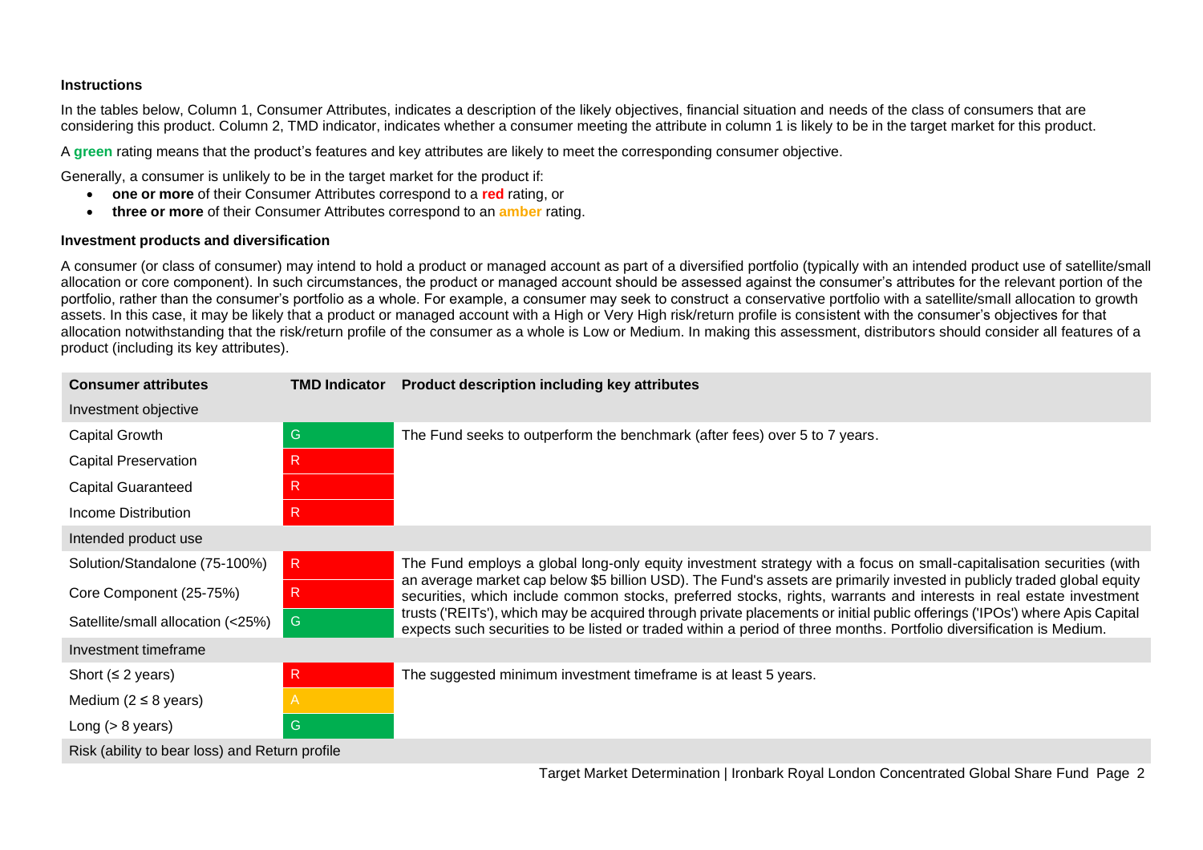**Instructions**

In the tables below, Column 1, Consumer Attributes, indicates a description of the likely objectives, financial situation and needs of the class of consumers that are considering this product. Column 2, TMD indicator, indicates whether a consumer meeting the attribute in column 1 is likely to be in the target market for this product.

A **green** rating means that the product's features and key attributes are likely to meet the corresponding consumer objective.

Generally, a consumer is unlikely to be in the target market for the product if:

- **one or more** of their Consumer Attributes correspond to a **red** rating, or
- **three or more** of their Consumer Attributes correspond to an **amber** rating.

**Investment products and diversification**

A consumer (or class of consumer) may intend to hold a product or managed account as part of a diversified portfolio (typically with an intended product use of satellite/small allocation or core component). In such circumstances, the product or managed account should be assessed against the consumer's attributes for the relevant portion of the portfolio, rather than the consumer's portfolio as a whole. For example, a consumer may seek to construct a conservative portfolio with a satellite/small allocation to growth assets. In this case, it may be likely that a product or managed account with a High or Very High risk/return profile is consistent with the consumer's objectives for that allocation notwithstanding that the risk/return profile of the consumer as a whole is Low or Medium. In making this assessment, distributors should consider all features of a product (including its key attributes).

| Consumer attributes | TMD Indicator | Product description including key attributes |
|---|---|---|
| Investment objective | | |
| Capital Growth | G | The Fund seeks to outperform the benchmark (after fees) over 5 to 7 years. |
| Capital Preservation | R | |
| Capital Guaranteed | R | |
| Income Distribution | R | |
| Intended product use | | |
| Solution/Standalone (75-100%) | R | The Fund employs a global long-only equity investment strategy with a focus on small-capitalisation securities (with an average market cap below $5 billion USD). The Fund's assets are primarily invested in publicly traded global equity securities, which include common stocks, preferred stocks, rights, warrants and interests in real estate investment trusts ('REITs'), which may be acquired through private placements or initial public offerings ('IPOs') where Apis Capital expects such securities to be listed or traded within a period of three months. Portfolio diversification is Medium. |
| Core Component (25-75%) | R | |
| Satellite/small allocation (<25%) | G | |
| Investment timeframe | | |
| Short (≤ 2 years) | R | The suggested minimum investment timeframe is at least 5 years. |
| Medium (2 ≤ 8 years) | A | |
| Long (> 8 years) | G | |
| Risk (ability to bear loss) and Return profile | | |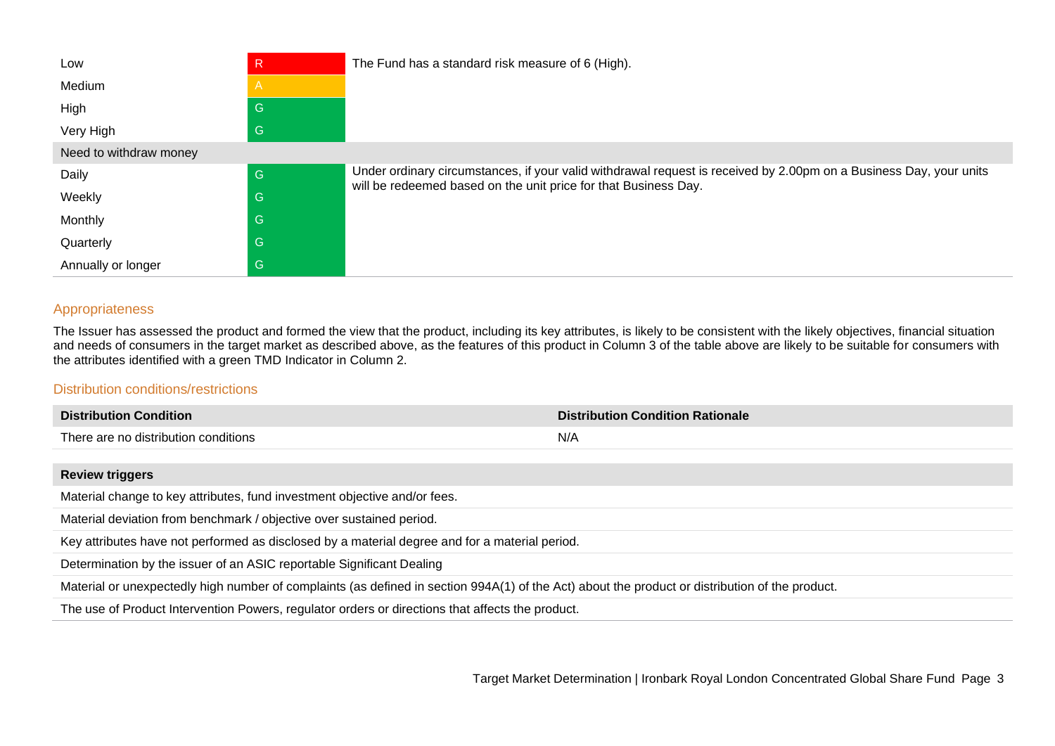| | | |
|---|---|---|
| Low | R | The Fund has a standard risk measure of 6 (High). |
| Medium | A | |
| High | G | |
| Very High | G | |
| **Need to withdraw money** | | |
| Daily | G | Under ordinary circumstances, if your valid withdrawal request is received by 2.00pm on a Business Day, your units will be redeemed based on the unit price for that Business Day. |
| Weekly | G | |
| Monthly | G | |
| Quarterly | G | |
| Annually or longer | G | |

## Appropriateness

The Issuer has assessed the product and formed the view that the product, including its key attributes, is likely to be consistent with the likely objectives, financial situation and needs of consumers in the target market as described above, as the features of this product in Column 3 of the table above are likely to be suitable for consumers with the attributes identified with a green TMD Indicator in Column 2.

## Distribution conditions/restrictions

| Distribution Condition | Distribution Condition Rationale |
|---|---|
| There are no distribution conditions | N/A |

| Review triggers |
|---|
| Material change to key attributes, fund investment objective and/or fees. |
| Material deviation from benchmark / objective over sustained period. |
| Key attributes have not performed as disclosed by a material degree and for a material period. |
| Determination by the issuer of an ASIC reportable Significant Dealing |
| Material or unexpectedly high number of complaints (as defined in section 994A(1) of the Act) about the product or distribution of the product. |
| The use of Product Intervention Powers, regulator orders or directions that affects the product. |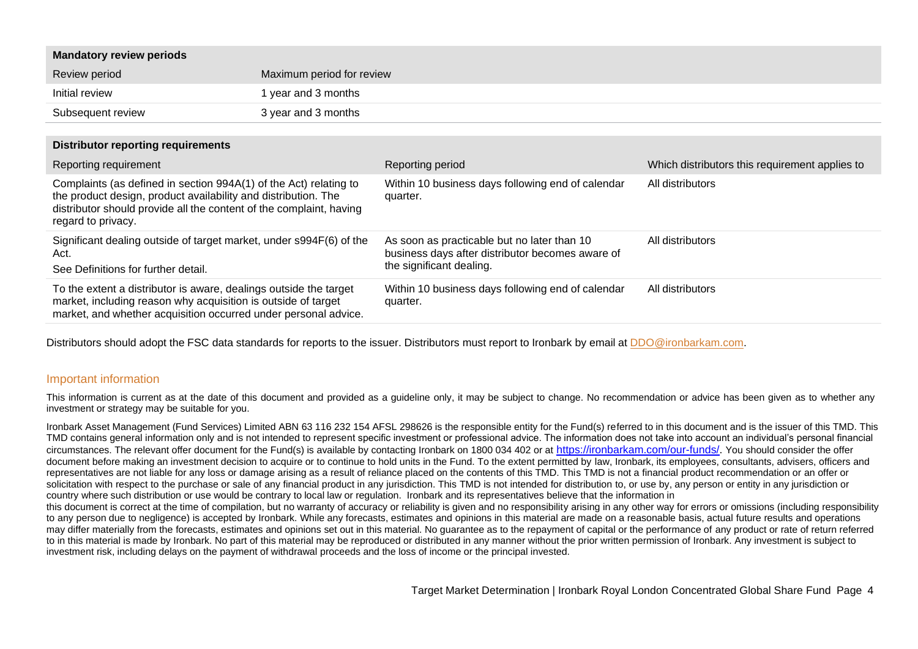| Mandatory review periods | |
|---|---|
| Review period | Maximum period for review |
| Initial review | 1 year and 3 months |
| Subsequent review | 3 year and 3 months |

| Distributor reporting requirements | | |
|---|---|---|
| Reporting requirement | Reporting period | Which distributors this requirement applies to |
| Complaints (as defined in section 994A(1) of the Act) relating to the product design, product availability and distribution. The distributor should provide all the content of the complaint, having regard to privacy. | Within 10 business days following end of calendar quarter. | All distributors |
| Significant dealing outside of target market, under s994F(6) of the Act.<br>See Definitions for further detail. | As soon as practicable but no later than 10 business days after distributor becomes aware of the significant dealing. | All distributors |
| To the extent a distributor is aware, dealings outside the target market, including reason why acquisition is outside of target market, and whether acquisition occurred under personal advice. | Within 10 business days following end of calendar quarter. | All distributors |

Distributors should adopt the FSC data standards for reports to the issuer. Distributors must report to Ironbark by email at DDO@ironbarkam.com.

## Important information

This information is current as at the date of this document and provided as a guideline only, it may be subject to change. No recommendation or advice has been given as to whether any investment or strategy may be suitable for you.

Ironbark Asset Management (Fund Services) Limited ABN 63 116 232 154 AFSL 298626 is the responsible entity for the Fund(s) referred to in this document and is the issuer of this TMD. This TMD contains general information only and is not intended to represent specific investment or professional advice. The information does not take into account an individual's personal financial circumstances. The relevant offer document for the Fund(s) is available by contacting Ironbark on 1800 034 402 or at https://ironbarkam.com/our-funds/. You should consider the offer document before making an investment decision to acquire or to continue to hold units in the Fund. To the extent permitted by law, Ironbark, its employees, consultants, advisers, officers and representatives are not liable for any loss or damage arising as a result of reliance placed on the contents of this TMD. This TMD is not a financial product recommendation or an offer or solicitation with respect to the purchase or sale of any financial product in any jurisdiction. This TMD is not intended for distribution to, or use by, any person or entity in any jurisdiction or country where such distribution or use would be contrary to local law or regulation. Ironbark and its representatives believe that the information in this document is correct at the time of compilation, but no warranty of accuracy or reliability is given and no responsibility arising in any other way for errors or omissions (including responsibility to any person due to negligence) is accepted by Ironbark. While any forecasts, estimates and opinions in this material are made on a reasonable basis, actual future results and operations may differ materially from the forecasts, estimates and opinions set out in this material. No guarantee as to the repayment of capital or the performance of any product or rate of return referred to in this material is made by Ironbark. No part of this material may be reproduced or distributed in any manner without the prior written permission of Ironbark. Any investment is subject to investment risk, including delays on the payment of withdrawal proceeds and the loss of income or the principal invested.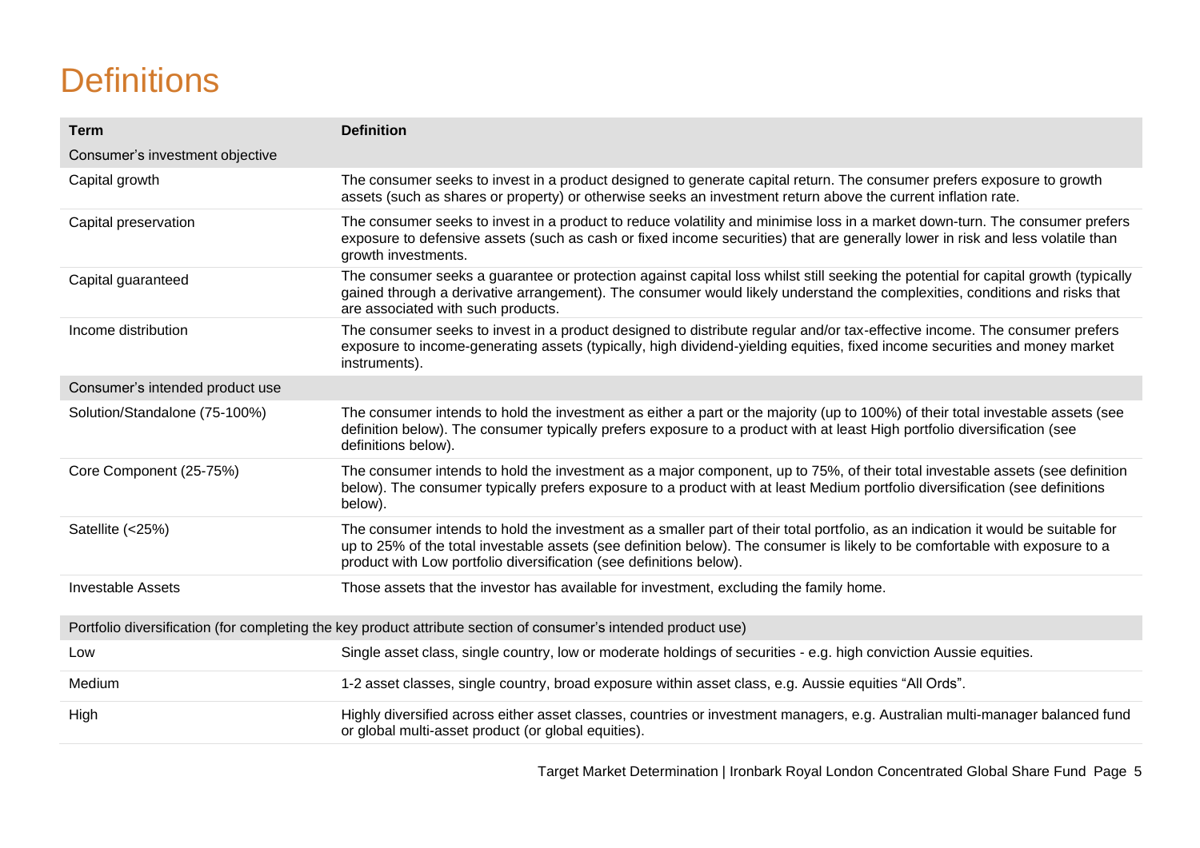# Definitions

| Term | Definition |
| --- | --- |
| Consumer's investment objective | |
| Capital growth | The consumer seeks to invest in a product designed to generate capital return. The consumer prefers exposure to growth assets (such as shares or property) or otherwise seeks an investment return above the current inflation rate. |
| Capital preservation | The consumer seeks to invest in a product to reduce volatility and minimise loss in a market down-turn. The consumer prefers exposure to defensive assets (such as cash or fixed income securities) that are generally lower in risk and less volatile than growth investments. |
| Capital guaranteed | The consumer seeks a guarantee or protection against capital loss whilst still seeking the potential for capital growth (typically gained through a derivative arrangement). The consumer would likely understand the complexities, conditions and risks that are associated with such products. |
| Income distribution | The consumer seeks to invest in a product designed to distribute regular and/or tax-effective income. The consumer prefers exposure to income-generating assets (typically, high dividend-yielding equities, fixed income securities and money market instruments). |
| Consumer's intended product use | |
| Solution/Standalone (75-100%) | The consumer intends to hold the investment as either a part or the majority (up to 100%) of their total investable assets (see definition below). The consumer typically prefers exposure to a product with at least High portfolio diversification (see definitions below). |
| Core Component (25-75%) | The consumer intends to hold the investment as a major component, up to 75%, of their total investable assets (see definition below). The consumer typically prefers exposure to a product with at least Medium portfolio diversification (see definitions below). |
| Satellite (<25%) | The consumer intends to hold the investment as a smaller part of their total portfolio, as an indication it would be suitable for up to 25% of the total investable assets (see definition below). The consumer is likely to be comfortable with exposure to a product with Low portfolio diversification (see definitions below). |
| Investable Assets | Those assets that the investor has available for investment, excluding the family home. |
| Portfolio diversification (for completing the key product attribute section of consumer's intended product use) | |
| Low | Single asset class, single country, low or moderate holdings of securities - e.g. high conviction Aussie equities. |
| Medium | 1-2 asset classes, single country, broad exposure within asset class, e.g. Aussie equities "All Ords". |
| High | Highly diversified across either asset classes, countries or investment managers, e.g. Australian multi-manager balanced fund or global multi-asset product (or global equities). |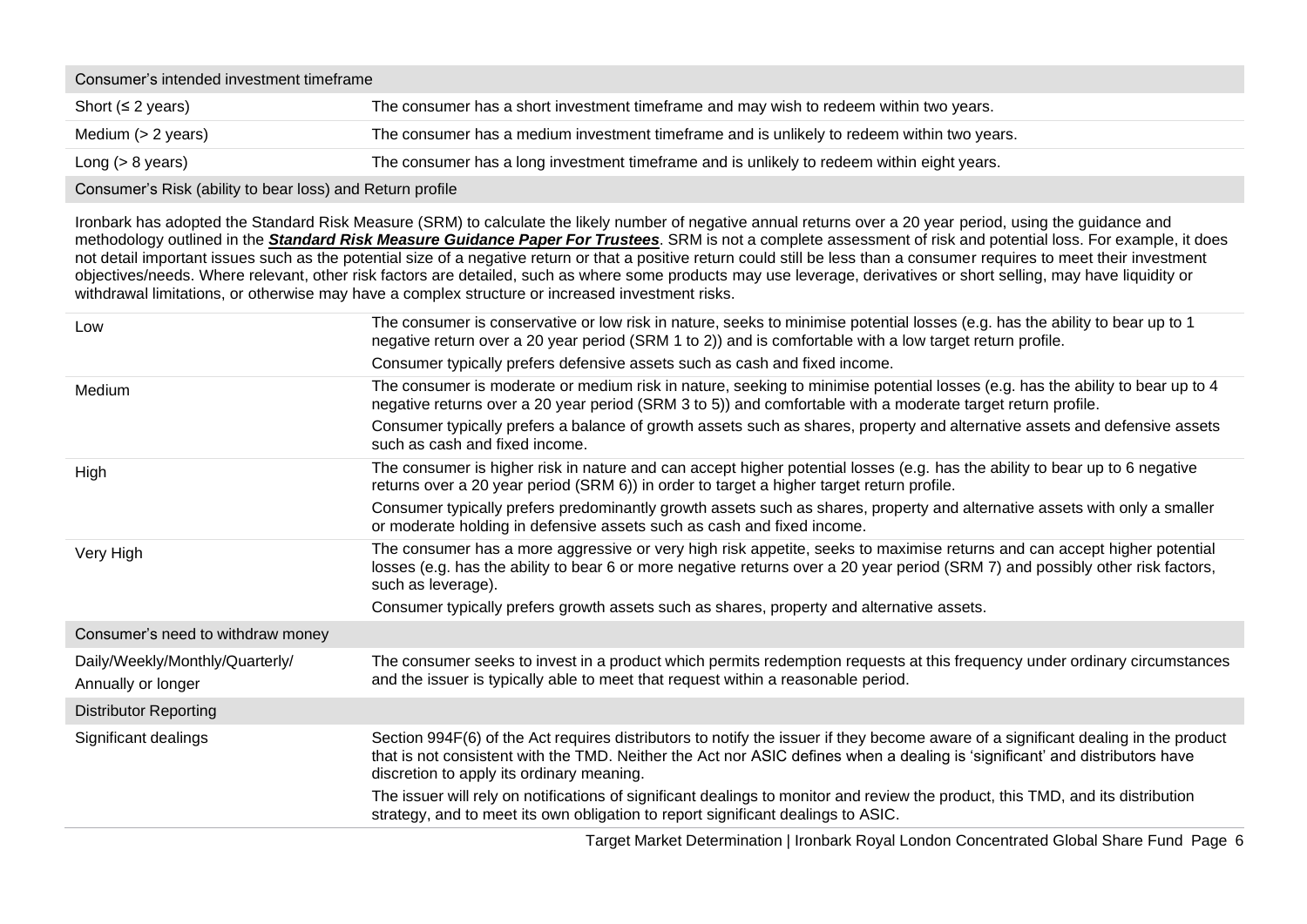| Consumer's intended investment timeframe | |
|---|---|
| Short (≤ 2 years) | The consumer has a short investment timeframe and may wish to redeem within two years. |
| Medium (> 2 years) | The consumer has a medium investment timeframe and is unlikely to redeem within two years. |
| Long (> 8 years) | The consumer has a long investment timeframe and is unlikely to redeem within eight years. |
| **Consumer's Risk (ability to bear loss) and Return profile** | |
| Ironbark has adopted the Standard Risk Measure (SRM) to calculate the likely number of negative annual returns over a 20 year period, using the guidance and methodology outlined in the ***Standard Risk Measure Guidance Paper For Trustees***. SRM is not a complete assessment of risk and potential loss. For example, it does not detail important issues such as the potential size of a negative return or that a positive return could still be less than a consumer requires to meet their investment objectives/needs. Where relevant, other risk factors are detailed, such as where some products may use leverage, derivatives or short selling, may have liquidity or withdrawal limitations, or otherwise may have a complex structure or increased investment risks. | |
| Low | The consumer is conservative or low risk in nature, seeks to minimise potential losses (e.g. has the ability to bear up to 1 negative return over a 20 year period (SRM 1 to 2)) and is comfortable with a low target return profile.<br>Consumer typically prefers defensive assets such as cash and fixed income. |
| Medium | The consumer is moderate or medium risk in nature, seeking to minimise potential losses (e.g. has the ability to bear up to 4 negative returns over a 20 year period (SRM 3 to 5)) and comfortable with a moderate target return profile.<br>Consumer typically prefers a balance of growth assets such as shares, property and alternative assets and defensive assets such as cash and fixed income. |
| High | The consumer is higher risk in nature and can accept higher potential losses (e.g. has the ability to bear up to 6 negative returns over a 20 year period (SRM 6)) in order to target a higher target return profile.<br>Consumer typically prefers predominantly growth assets such as shares, property and alternative assets with only a smaller or moderate holding in defensive assets such as cash and fixed income. |
| Very High | The consumer has a more aggressive or very high risk appetite, seeks to maximise returns and can accept higher potential losses (e.g. has the ability to bear 6 or more negative returns over a 20 year period (SRM 7) and possibly other risk factors, such as leverage).<br>Consumer typically prefers growth assets such as shares, property and alternative assets. |
| **Consumer's need to withdraw money** | |
| Daily/Weekly/Monthly/Quarterly/<br>Annually or longer | The consumer seeks to invest in a product which permits redemption requests at this frequency under ordinary circumstances and the issuer is typically able to meet that request within a reasonable period. |
| **Distributor Reporting** | |
| Significant dealings | Section 994F(6) of the Act requires distributors to notify the issuer if they become aware of a significant dealing in the product that is not consistent with the TMD. Neither the Act nor ASIC defines when a dealing is 'significant' and distributors have discretion to apply its ordinary meaning.<br>The issuer will rely on notifications of significant dealings to monitor and review the product, this TMD, and its distribution strategy, and to meet its own obligation to report significant dealings to ASIC. |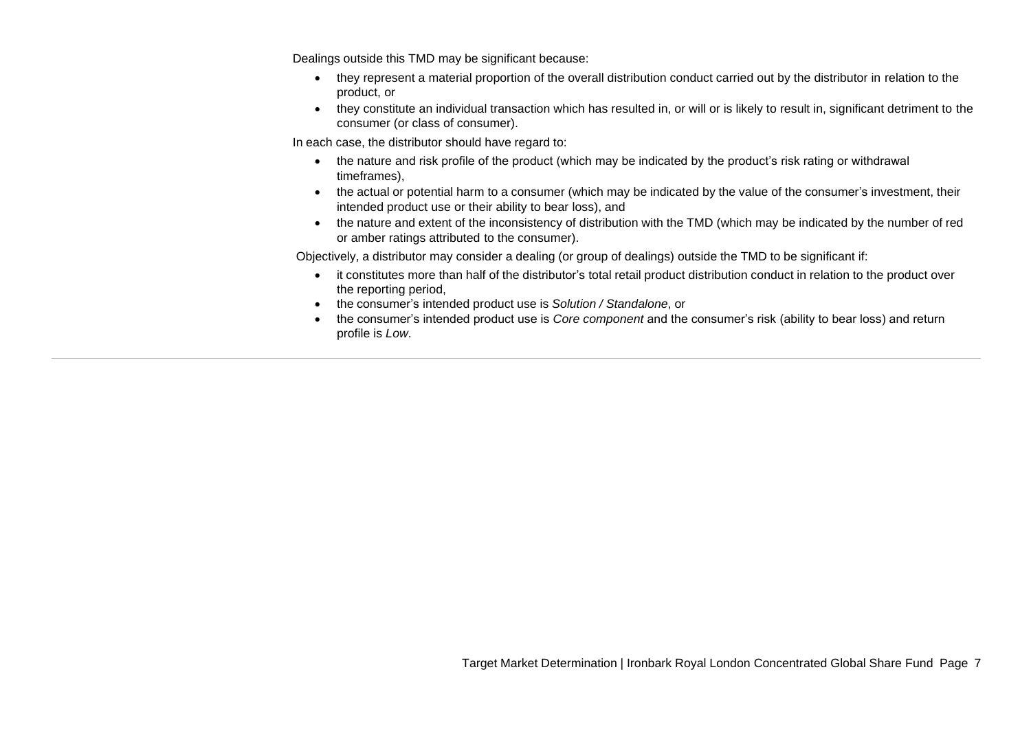Dealings outside this TMD may be significant because:

- they represent a material proportion of the overall distribution conduct carried out by the distributor in relation to the product, or
- they constitute an individual transaction which has resulted in, or will or is likely to result in, significant detriment to the consumer (or class of consumer).

In each case, the distributor should have regard to:

- the nature and risk profile of the product (which may be indicated by the product's risk rating or withdrawal timeframes),
- the actual or potential harm to a consumer (which may be indicated by the value of the consumer's investment, their intended product use or their ability to bear loss), and
- the nature and extent of the inconsistency of distribution with the TMD (which may be indicated by the number of red or amber ratings attributed to the consumer).

Objectively, a distributor may consider a dealing (or group of dealings) outside the TMD to be significant if:

- it constitutes more than half of the distributor's total retail product distribution conduct in relation to the product over the reporting period,
- the consumer's intended product use is *Solution / Standalone*, or
- the consumer's intended product use is *Core component* and the consumer's risk (ability to bear loss) and return profile is *Low*.